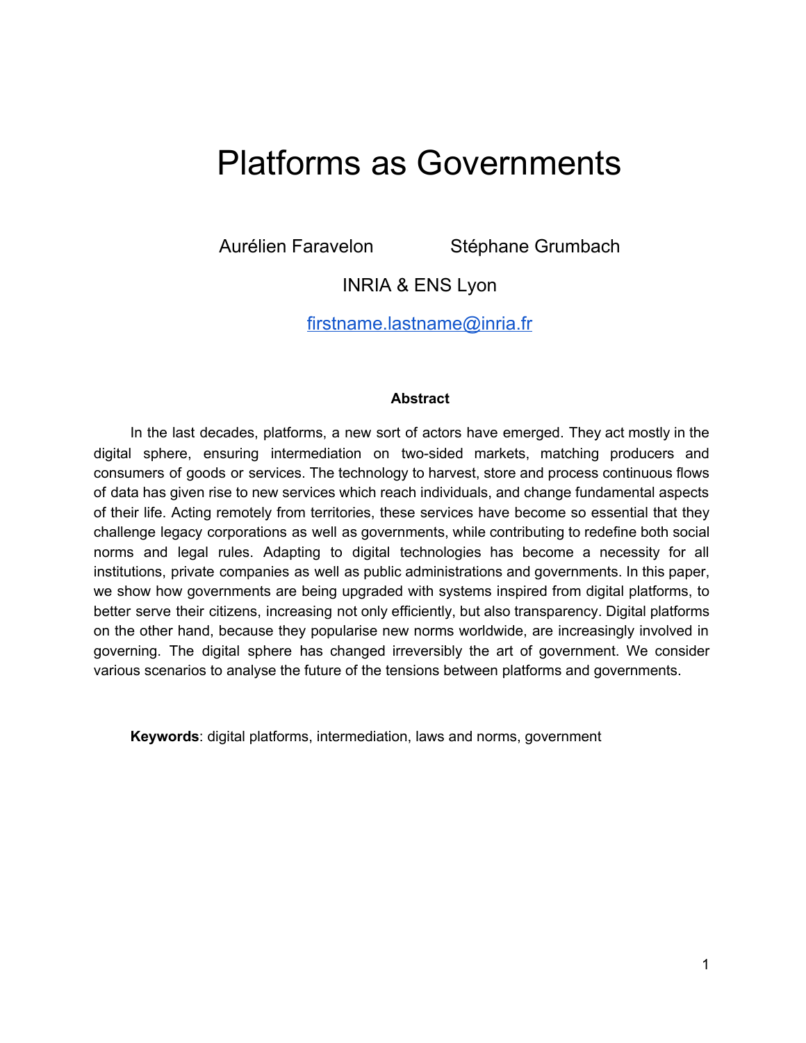# Platforms as Governments

Aurélien Faravelon    Stéphane Grumbach

INRIA & ENS Lyon

firstname.lastname@inria.fr

**Abstract**

In the last decades, platforms, a new sort of actors have emerged. They act mostly in the digital sphere, ensuring intermediation on two-sided markets, matching producers and consumers of goods or services. The technology to harvest, store and process continuous flows of data has given rise to new services which reach individuals, and change fundamental aspects of their life. Acting remotely from territories, these services have become so essential that they challenge legacy corporations as well as governments, while contributing to redefine both social norms and legal rules. Adapting to digital technologies has become a necessity for all institutions, private companies as well as public administrations and governments. In this paper, we show how governments are being upgraded with systems inspired from digital platforms, to better serve their citizens, increasing not only efficiently, but also transparency. Digital platforms on the other hand, because they popularise new norms worldwide, are increasingly involved in governing. The digital sphere has changed irreversibly the art of government. We consider various scenarios to analyse the future of the tensions between platforms and governments.

**Keywords**: digital platforms, intermediation, laws and norms, government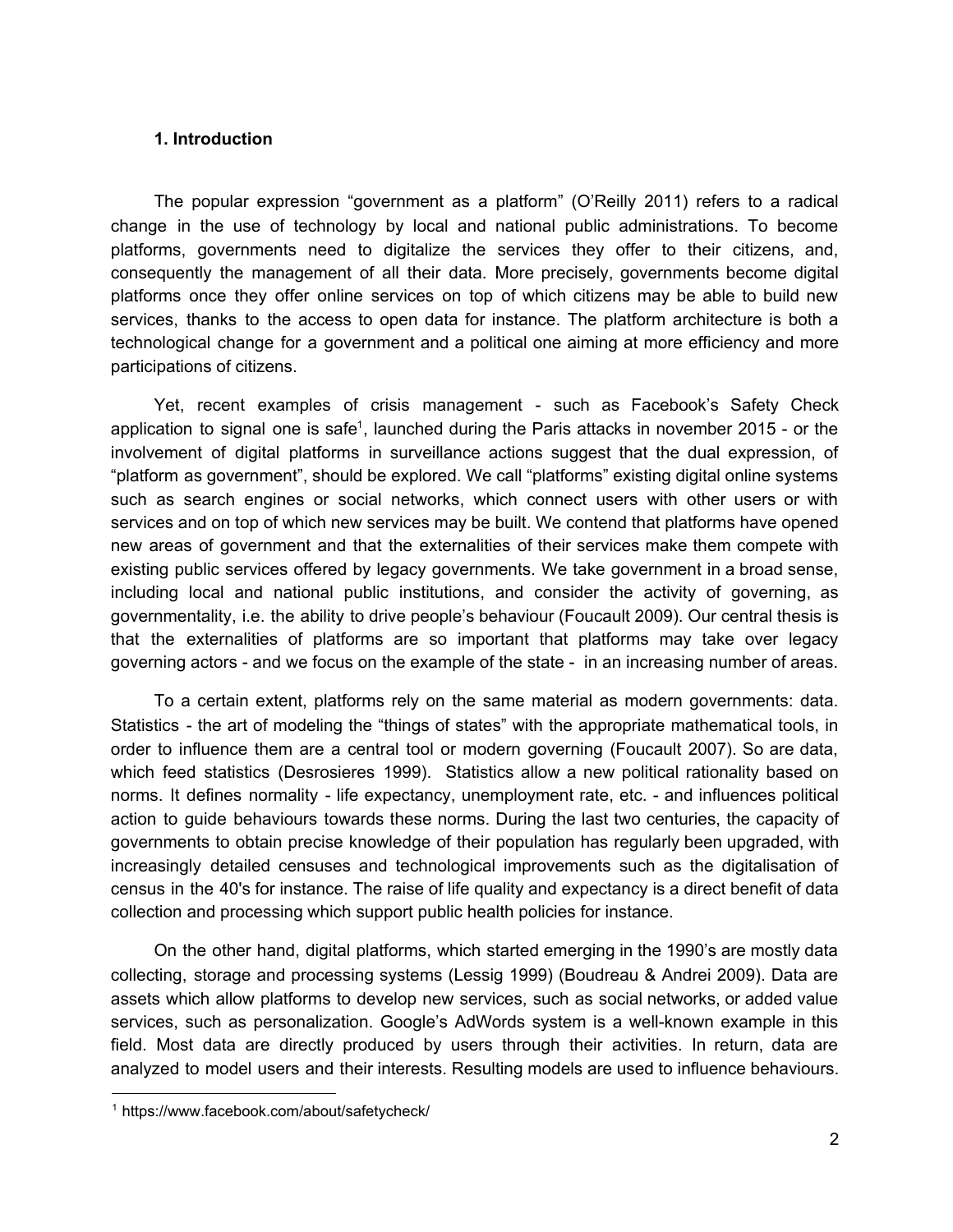### 1. Introduction

The popular expression "government as a platform" (O'Reilly 2011) refers to a radical change in the use of technology by local and national public administrations. To become platforms, governments need to digitalize the services they offer to their citizens, and, consequently the management of all their data. More precisely, governments become digital platforms once they offer online services on top of which citizens may be able to build new services, thanks to the access to open data for instance. The platform architecture is both a technological change for a government and a political one aiming at more efficiency and more participations of citizens.

Yet, recent examples of crisis management - such as Facebook's Safety Check application to signal one is safe[1], launched during the Paris attacks in november 2015 - or the involvement of digital platforms in surveillance actions suggest that the dual expression, of "platform as government", should be explored. We call "platforms" existing digital online systems such as search engines or social networks, which connect users with other users or with services and on top of which new services may be built. We contend that platforms have opened new areas of government and that the externalities of their services make them compete with existing public services offered by legacy governments. We take government in a broad sense, including local and national public institutions, and consider the activity of governing, as governmentality, i.e. the ability to drive people's behaviour (Foucault 2009). Our central thesis is that the externalities of platforms are so important that platforms may take over legacy governing actors - and we focus on the example of the state - in an increasing number of areas.

To a certain extent, platforms rely on the same material as modern governments: data. Statistics - the art of modeling the "things of states" with the appropriate mathematical tools, in order to influence them are a central tool or modern governing (Foucault 2007). So are data, which feed statistics (Desrosieres 1999). Statistics allow a new political rationality based on norms. It defines normality - life expectancy, unemployment rate, etc. - and influences political action to guide behaviours towards these norms. During the last two centuries, the capacity of governments to obtain precise knowledge of their population has regularly been upgraded, with increasingly detailed censuses and technological improvements such as the digitalisation of census in the 40's for instance. The raise of life quality and expectancy is a direct benefit of data collection and processing which support public health policies for instance.

On the other hand, digital platforms, which started emerging in the 1990's are mostly data collecting, storage and processing systems (Lessig 1999) (Boudreau & Andrei 2009). Data are assets which allow platforms to develop new services, such as social networks, or added value services, such as personalization. Google's AdWords system is a well-known example in this field. Most data are directly produced by users through their activities. In return, data are analyzed to model users and their interests. Resulting models are used to influence behaviours.

[1] https://www.facebook.com/about/safetycheck/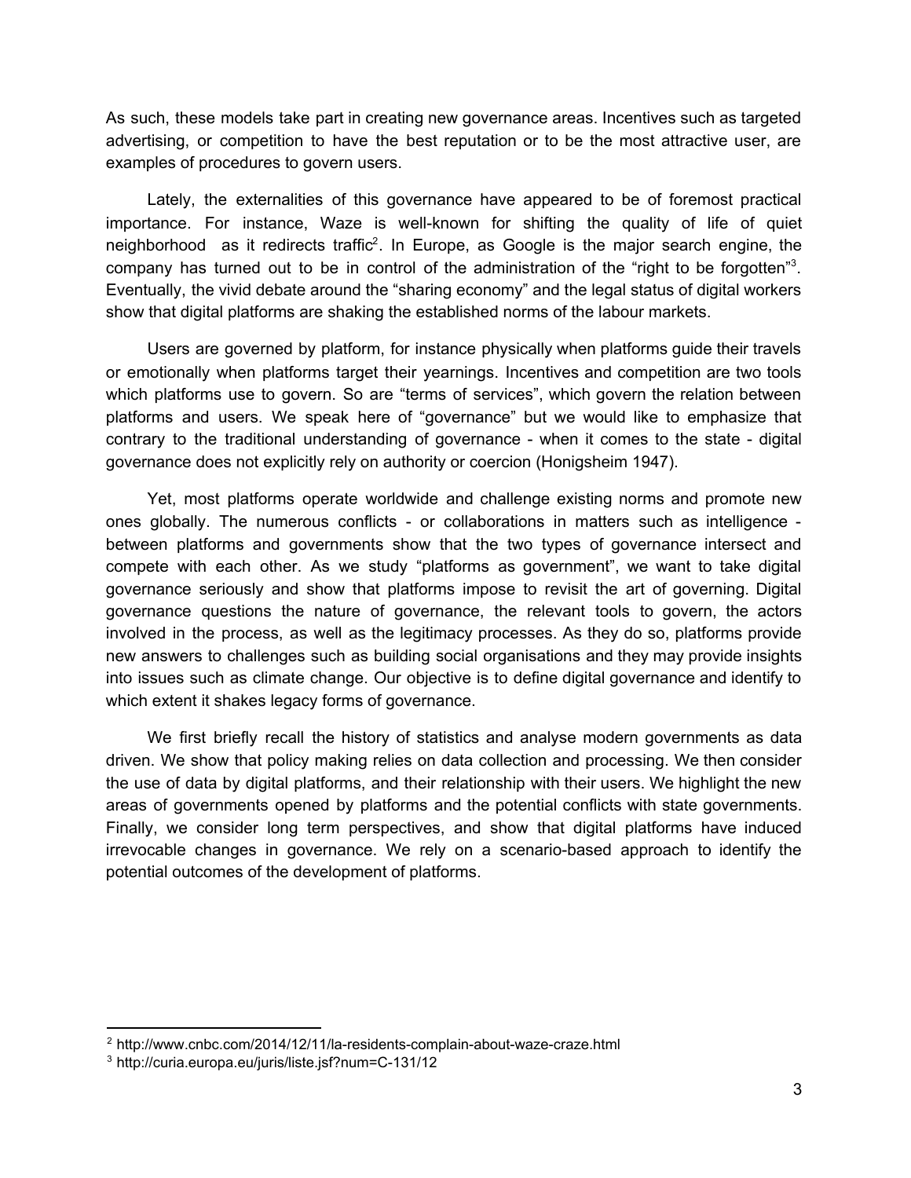As such, these models take part in creating new governance areas. Incentives such as targeted advertising, or competition to have the best reputation or to be the most attractive user, are examples of procedures to govern users.

Lately, the externalities of this governance have appeared to be of foremost practical importance. For instance, Waze is well-known for shifting the quality of life of quiet neighborhood as it redirects traffic[2]. In Europe, as Google is the major search engine, the company has turned out to be in control of the administration of the "right to be forgotten"[3]. Eventually, the vivid debate around the "sharing economy" and the legal status of digital workers show that digital platforms are shaking the established norms of the labour markets.

Users are governed by platform, for instance physically when platforms guide their travels or emotionally when platforms target their yearnings. Incentives and competition are two tools which platforms use to govern. So are "terms of services", which govern the relation between platforms and users. We speak here of "governance" but we would like to emphasize that contrary to the traditional understanding of governance - when it comes to the state - digital governance does not explicitly rely on authority or coercion (Honigsheim 1947).

Yet, most platforms operate worldwide and challenge existing norms and promote new ones globally. The numerous conflicts - or collaborations in matters such as intelligence - between platforms and governments show that the two types of governance intersect and compete with each other. As we study "platforms as government", we want to take digital governance seriously and show that platforms impose to revisit the art of governing. Digital governance questions the nature of governance, the relevant tools to govern, the actors involved in the process, as well as the legitimacy processes. As they do so, platforms provide new answers to challenges such as building social organisations and they may provide insights into issues such as climate change. Our objective is to define digital governance and identify to which extent it shakes legacy forms of governance.

We first briefly recall the history of statistics and analyse modern governments as data driven. We show that policy making relies on data collection and processing. We then consider the use of data by digital platforms, and their relationship with their users. We highlight the new areas of governments opened by platforms and the potential conflicts with state governments. Finally, we consider long term perspectives, and show that digital platforms have induced irrevocable changes in governance. We rely on a scenario-based approach to identify the potential outcomes of the development of platforms.

---

[2] http://www.cnbc.com/2014/12/11/la-residents-complain-about-waze-craze.html

[3] http://curia.europa.eu/juris/liste.jsf?num=C-131/12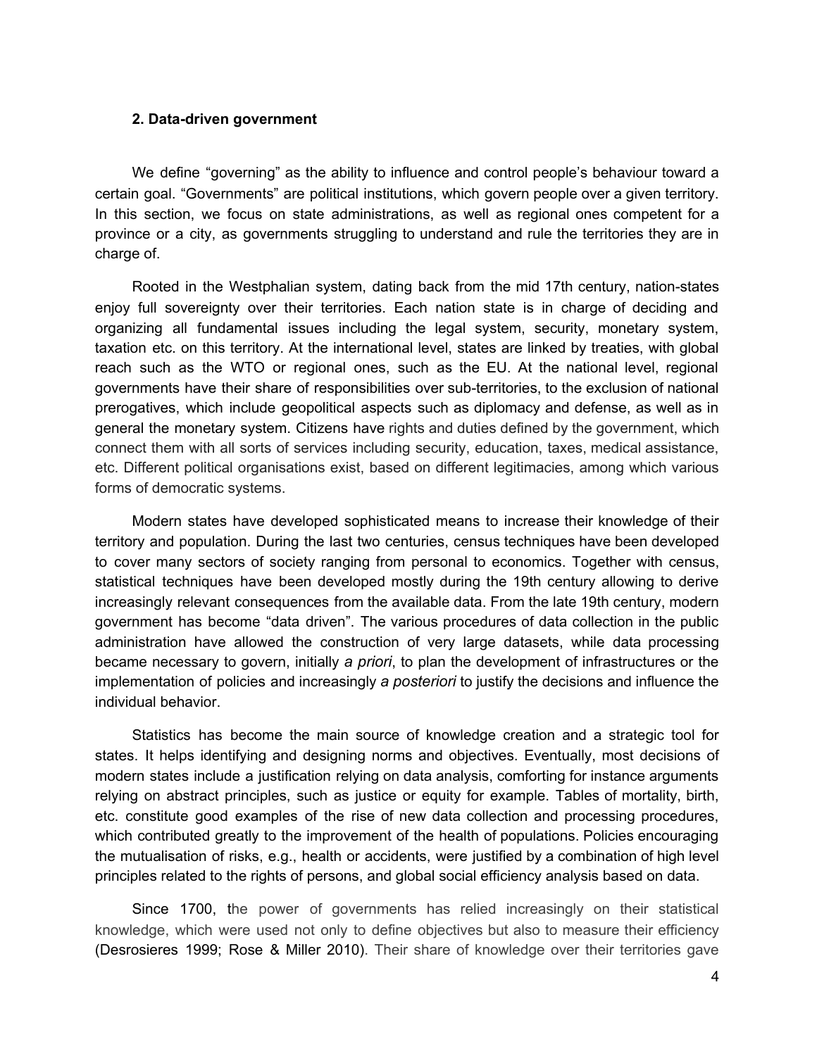**2. Data-driven government**

We define "governing" as the ability to influence and control people's behaviour toward a certain goal. "Governments" are political institutions, which govern people over a given territory. In this section, we focus on state administrations, as well as regional ones competent for a province or a city, as governments struggling to understand and rule the territories they are in charge of.

Rooted in the Westphalian system, dating back from the mid 17th century, nation-states enjoy full sovereignty over their territories. Each nation state is in charge of deciding and organizing all fundamental issues including the legal system, security, monetary system, taxation etc. on this territory. At the international level, states are linked by treaties, with global reach such as the WTO or regional ones, such as the EU. At the national level, regional governments have their share of responsibilities over sub-territories, to the exclusion of national prerogatives, which include geopolitical aspects such as diplomacy and defense, as well as in general the monetary system. Citizens have rights and duties defined by the government, which connect them with all sorts of services including security, education, taxes, medical assistance, etc. Different political organisations exist, based on different legitimacies, among which various forms of democratic systems.

Modern states have developed sophisticated means to increase their knowledge of their territory and population. During the last two centuries, census techniques have been developed to cover many sectors of society ranging from personal to economics. Together with census, statistical techniques have been developed mostly during the 19th century allowing to derive increasingly relevant consequences from the available data. From the late 19th century, modern government has become "data driven". The various procedures of data collection in the public administration have allowed the construction of very large datasets, while data processing became necessary to govern, initially *a priori*, to plan the development of infrastructures or the implementation of policies and increasingly *a posteriori* to justify the decisions and influence the individual behavior.

Statistics has become the main source of knowledge creation and a strategic tool for states. It helps identifying and designing norms and objectives. Eventually, most decisions of modern states include a justification relying on data analysis, comforting for instance arguments relying on abstract principles, such as justice or equity for example. Tables of mortality, birth, etc. constitute good examples of the rise of new data collection and processing procedures, which contributed greatly to the improvement of the health of populations. Policies encouraging the mutualisation of risks, e.g., health or accidents, were justified by a combination of high level principles related to the rights of persons, and global social efficiency analysis based on data.

Since 1700, the power of governments has relied increasingly on their statistical knowledge, which were used not only to define objectives but also to measure their efficiency (Desrosieres 1999; Rose & Miller 2010). Their share of knowledge over their territories gave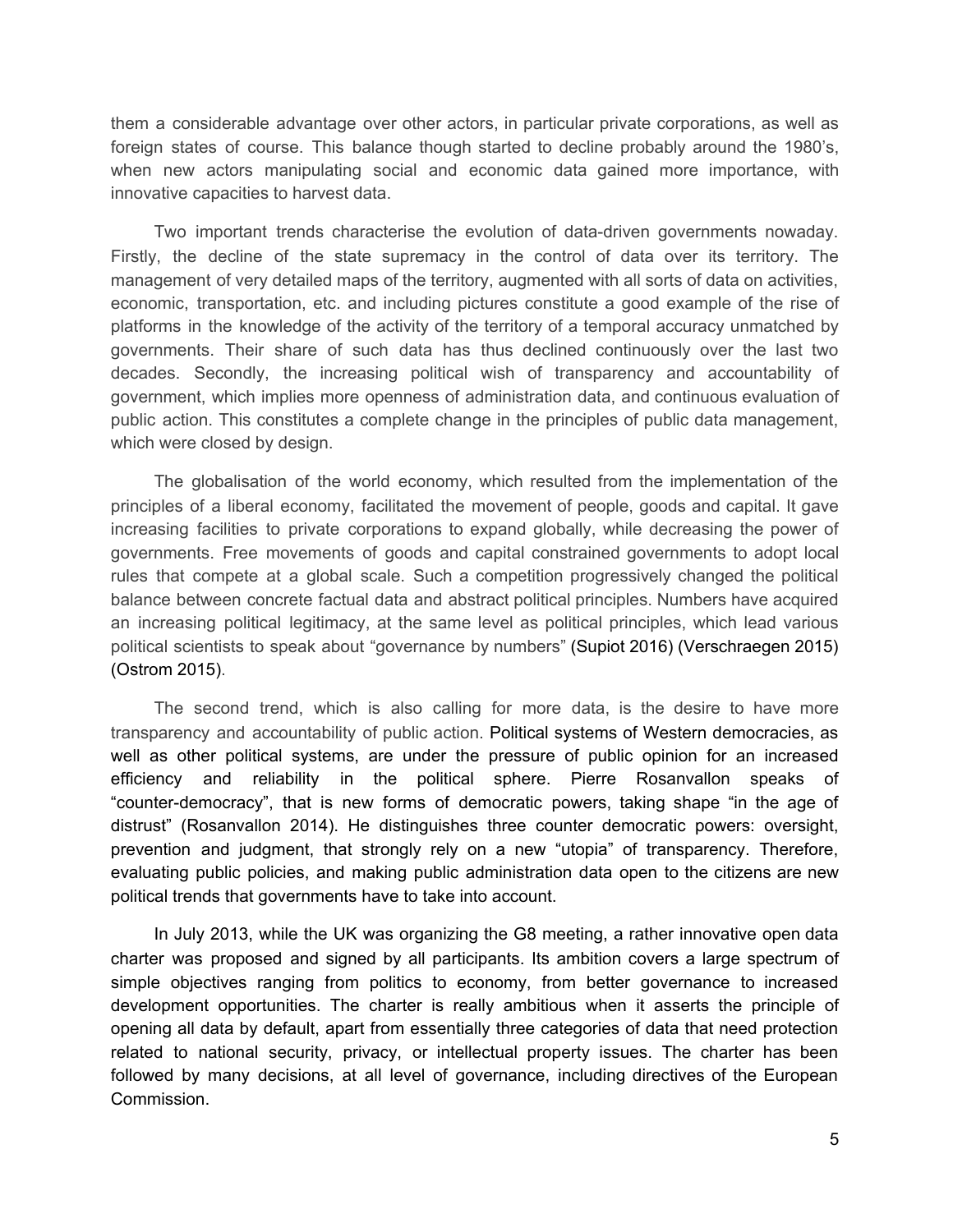them a considerable advantage over other actors, in particular private corporations, as well as foreign states of course. This balance though started to decline probably around the 1980's, when new actors manipulating social and economic data gained more importance, with innovative capacities to harvest data.

Two important trends characterise the evolution of data-driven governments nowaday. Firstly, the decline of the state supremacy in the control of data over its territory. The management of very detailed maps of the territory, augmented with all sorts of data on activities, economic, transportation, etc. and including pictures constitute a good example of the rise of platforms in the knowledge of the activity of the territory of a temporal accuracy unmatched by governments. Their share of such data has thus declined continuously over the last two decades. Secondly, the increasing political wish of transparency and accountability of government, which implies more openness of administration data, and continuous evaluation of public action. This constitutes a complete change in the principles of public data management, which were closed by design.

The globalisation of the world economy, which resulted from the implementation of the principles of a liberal economy, facilitated the movement of people, goods and capital. It gave increasing facilities to private corporations to expand globally, while decreasing the power of governments. Free movements of goods and capital constrained governments to adopt local rules that compete at a global scale. Such a competition progressively changed the political balance between concrete factual data and abstract political principles. Numbers have acquired an increasing political legitimacy, at the same level as political principles, which lead various political scientists to speak about "governance by numbers" (Supiot 2016) (Verschraegen 2015) (Ostrom 2015).

The second trend, which is also calling for more data, is the desire to have more transparency and accountability of public action. Political systems of Western democracies, as well as other political systems, are under the pressure of public opinion for an increased efficiency and reliability in the political sphere. Pierre Rosanvallon speaks of "counter-democracy", that is new forms of democratic powers, taking shape "in the age of distrust" (Rosanvallon 2014). He distinguishes three counter democratic powers: oversight, prevention and judgment, that strongly rely on a new "utopia" of transparency. Therefore, evaluating public policies, and making public administration data open to the citizens are new political trends that governments have to take into account.

In July 2013, while the UK was organizing the G8 meeting, a rather innovative open data charter was proposed and signed by all participants. Its ambition covers a large spectrum of simple objectives ranging from politics to economy, from better governance to increased development opportunities. The charter is really ambitious when it asserts the principle of opening all data by default, apart from essentially three categories of data that need protection related to national security, privacy, or intellectual property issues. The charter has been followed by many decisions, at all level of governance, including directives of the European Commission.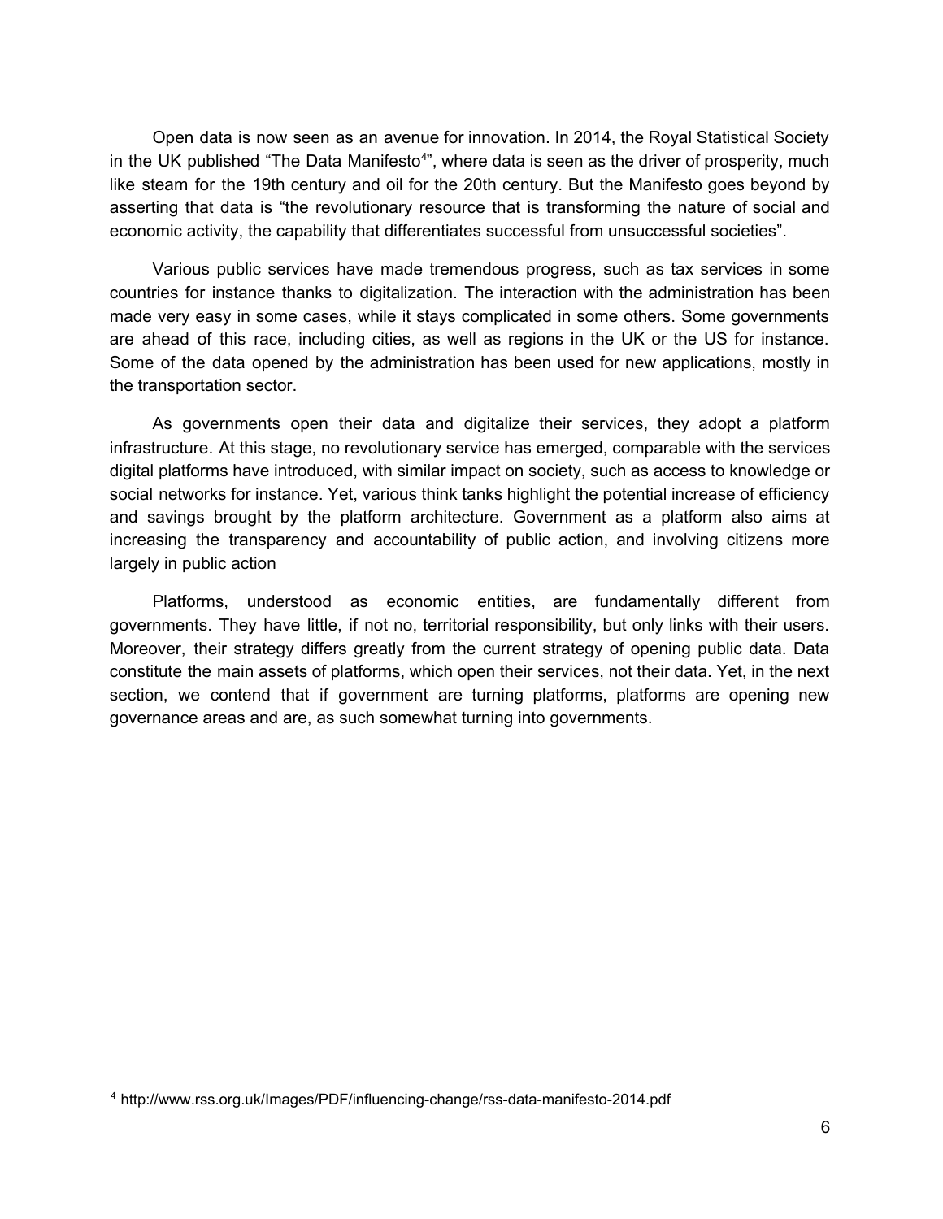Open data is now seen as an avenue for innovation. In 2014, the Royal Statistical Society in the UK published "The Data Manifesto[4]", where data is seen as the driver of prosperity, much like steam for the 19th century and oil for the 20th century. But the Manifesto goes beyond by asserting that data is "the revolutionary resource that is transforming the nature of social and economic activity, the capability that differentiates successful from unsuccessful societies".

Various public services have made tremendous progress, such as tax services in some countries for instance thanks to digitalization. The interaction with the administration has been made very easy in some cases, while it stays complicated in some others. Some governments are ahead of this race, including cities, as well as regions in the UK or the US for instance. Some of the data opened by the administration has been used for new applications, mostly in the transportation sector.

As governments open their data and digitalize their services, they adopt a platform infrastructure. At this stage, no revolutionary service has emerged, comparable with the services digital platforms have introduced, with similar impact on society, such as access to knowledge or social networks for instance. Yet, various think tanks highlight the potential increase of efficiency and savings brought by the platform architecture. Government as a platform also aims at increasing the transparency and accountability of public action, and involving citizens more largely in public action

Platforms, understood as economic entities, are fundamentally different from governments. They have little, if not no, territorial responsibility, but only links with their users. Moreover, their strategy differs greatly from the current strategy of opening public data. Data constitute the main assets of platforms, which open their services, not their data. Yet, in the next section, we contend that if government are turning platforms, platforms are opening new governance areas and are, as such somewhat turning into governments.

[4] http://www.rss.org.uk/Images/PDF/influencing-change/rss-data-manifesto-2014.pdf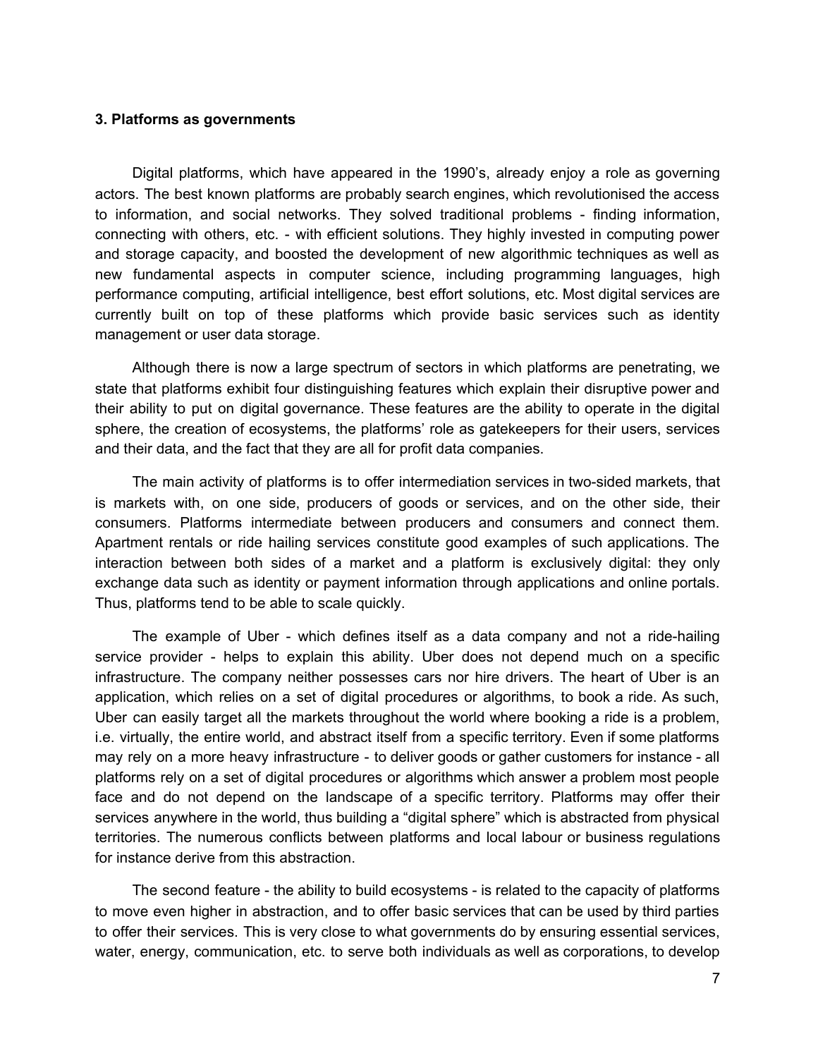### 3. Platforms as governments

Digital platforms, which have appeared in the 1990's, already enjoy a role as governing actors. The best known platforms are probably search engines, which revolutionised the access to information, and social networks. They solved traditional problems - finding information, connecting with others, etc. - with efficient solutions. They highly invested in computing power and storage capacity, and boosted the development of new algorithmic techniques as well as new fundamental aspects in computer science, including programming languages, high performance computing, artificial intelligence, best effort solutions, etc. Most digital services are currently built on top of these platforms which provide basic services such as identity management or user data storage.

Although there is now a large spectrum of sectors in which platforms are penetrating, we state that platforms exhibit four distinguishing features which explain their disruptive power and their ability to put on digital governance. These features are the ability to operate in the digital sphere, the creation of ecosystems, the platforms' role as gatekeepers for their users, services and their data, and the fact that they are all for profit data companies.

The main activity of platforms is to offer intermediation services in two-sided markets, that is markets with, on one side, producers of goods or services, and on the other side, their consumers. Platforms intermediate between producers and consumers and connect them. Apartment rentals or ride hailing services constitute good examples of such applications. The interaction between both sides of a market and a platform is exclusively digital: they only exchange data such as identity or payment information through applications and online portals. Thus, platforms tend to be able to scale quickly.

The example of Uber - which defines itself as a data company and not a ride-hailing service provider - helps to explain this ability. Uber does not depend much on a specific infrastructure. The company neither possesses cars nor hire drivers. The heart of Uber is an application, which relies on a set of digital procedures or algorithms, to book a ride. As such, Uber can easily target all the markets throughout the world where booking a ride is a problem, i.e. virtually, the entire world, and abstract itself from a specific territory. Even if some platforms may rely on a more heavy infrastructure - to deliver goods or gather customers for instance - all platforms rely on a set of digital procedures or algorithms which answer a problem most people face and do not depend on the landscape of a specific territory. Platforms may offer their services anywhere in the world, thus building a "digital sphere" which is abstracted from physical territories. The numerous conflicts between platforms and local labour or business regulations for instance derive from this abstraction.

The second feature - the ability to build ecosystems - is related to the capacity of platforms to move even higher in abstraction, and to offer basic services that can be used by third parties to offer their services. This is very close to what governments do by ensuring essential services, water, energy, communication, etc. to serve both individuals as well as corporations, to develop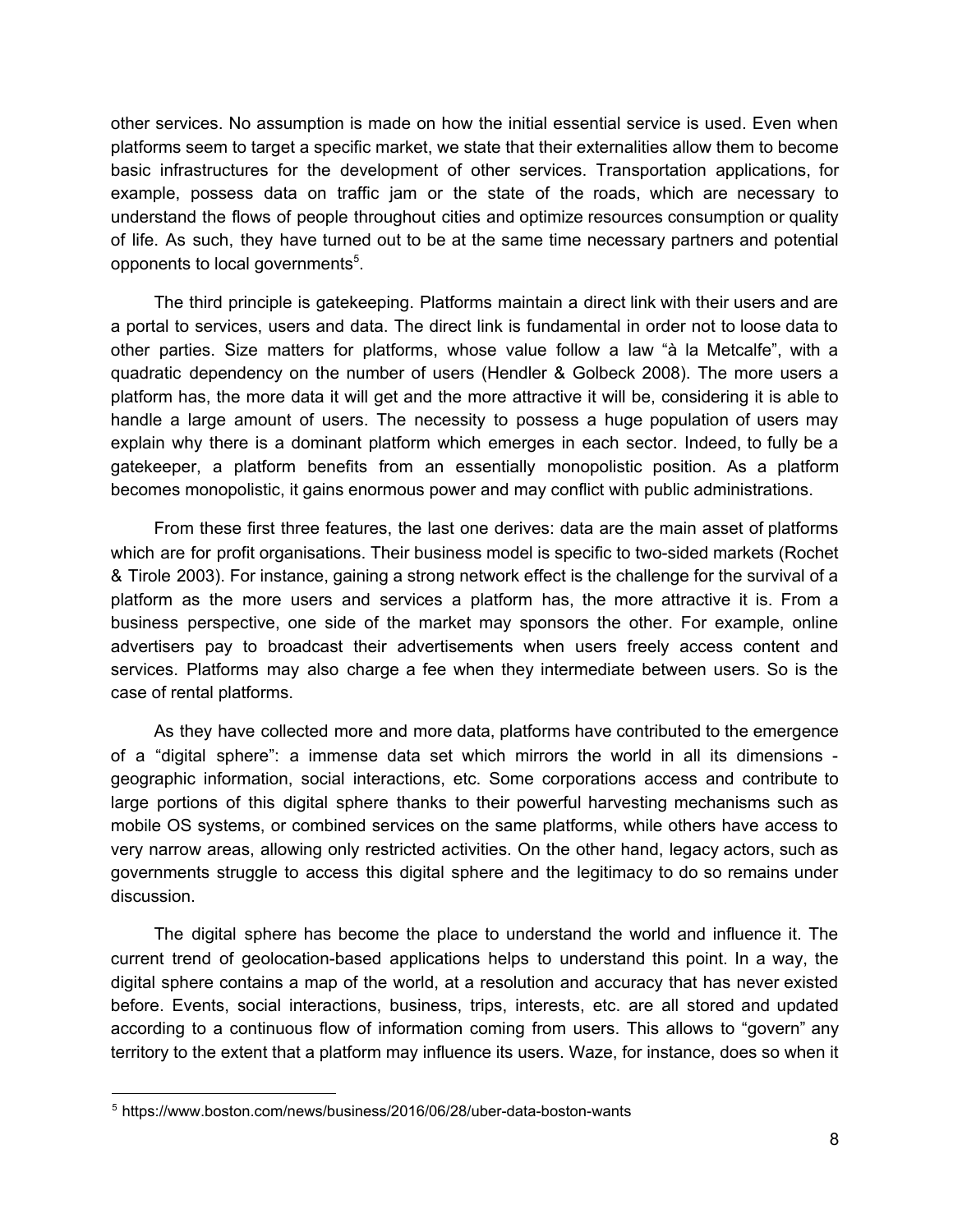other services. No assumption is made on how the initial essential service is used. Even when platforms seem to target a specific market, we state that their externalities allow them to become basic infrastructures for the development of other services. Transportation applications, for example, possess data on traffic jam or the state of the roads, which are necessary to understand the flows of people throughout cities and optimize resources consumption or quality of life. As such, they have turned out to be at the same time necessary partners and potential opponents to local governments[5].

The third principle is gatekeeping. Platforms maintain a direct link with their users and are a portal to services, users and data. The direct link is fundamental in order not to loose data to other parties. Size matters for platforms, whose value follow a law "à la Metcalfe", with a quadratic dependency on the number of users (Hendler & Golbeck 2008). The more users a platform has, the more data it will get and the more attractive it will be, considering it is able to handle a large amount of users. The necessity to possess a huge population of users may explain why there is a dominant platform which emerges in each sector. Indeed, to fully be a gatekeeper, a platform benefits from an essentially monopolistic position. As a platform becomes monopolistic, it gains enormous power and may conflict with public administrations.

From these first three features, the last one derives: data are the main asset of platforms which are for profit organisations. Their business model is specific to two-sided markets (Rochet & Tirole 2003). For instance, gaining a strong network effect is the challenge for the survival of a platform as the more users and services a platform has, the more attractive it is. From a business perspective, one side of the market may sponsors the other. For example, online advertisers pay to broadcast their advertisements when users freely access content and services. Platforms may also charge a fee when they intermediate between users. So is the case of rental platforms.

As they have collected more and more data, platforms have contributed to the emergence of a "digital sphere": a immense data set which mirrors the world in all its dimensions - geographic information, social interactions, etc. Some corporations access and contribute to large portions of this digital sphere thanks to their powerful harvesting mechanisms such as mobile OS systems, or combined services on the same platforms, while others have access to very narrow areas, allowing only restricted activities. On the other hand, legacy actors, such as governments struggle to access this digital sphere and the legitimacy to do so remains under discussion.

The digital sphere has become the place to understand the world and influence it. The current trend of geolocation-based applications helps to understand this point. In a way, the digital sphere contains a map of the world, at a resolution and accuracy that has never existed before. Events, social interactions, business, trips, interests, etc. are all stored and updated according to a continuous flow of information coming from users. This allows to "govern" any territory to the extent that a platform may influence its users. Waze, for instance, does so when it

[5] https://www.boston.com/news/business/2016/06/28/uber-data-boston-wants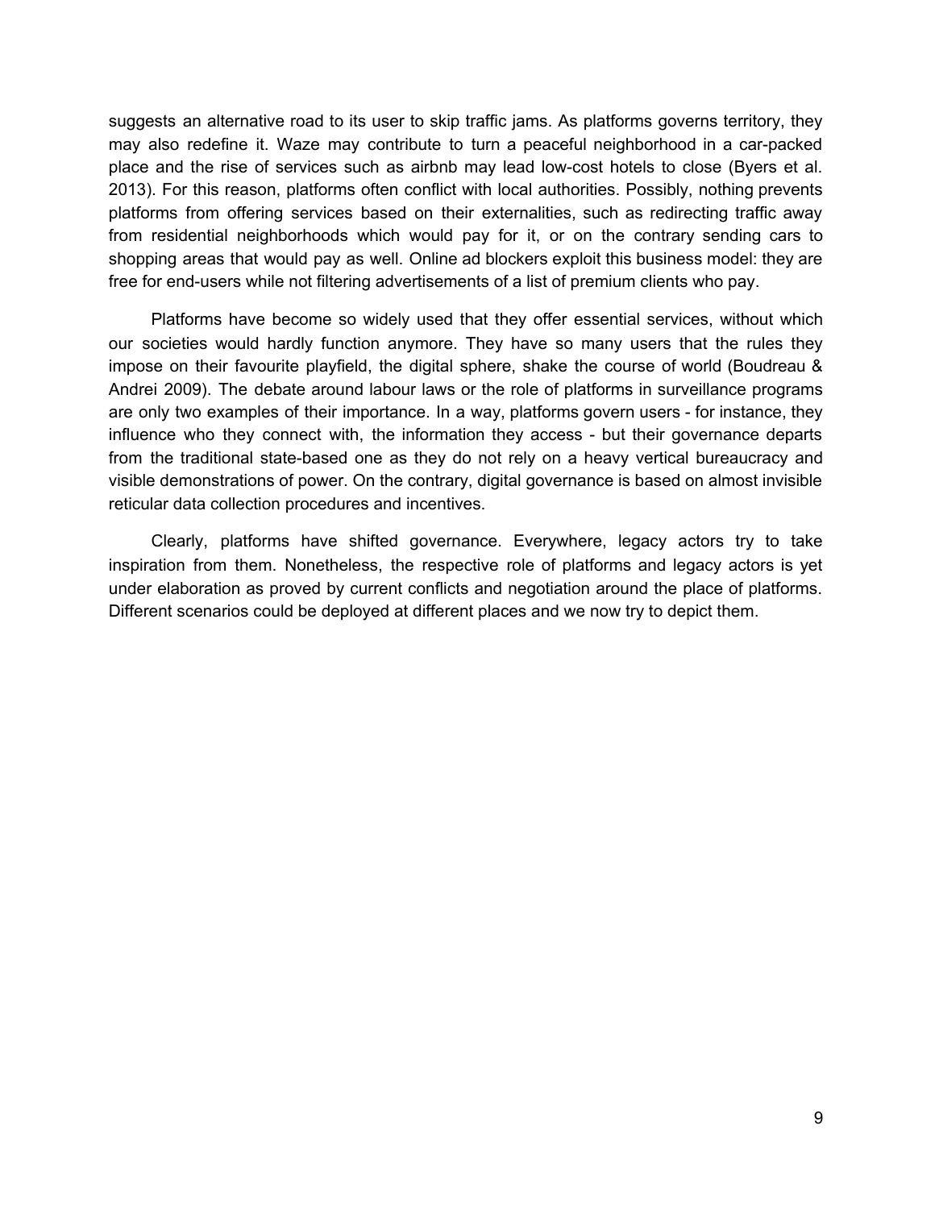suggests an alternative road to its user to skip traffic jams. As platforms governs territory, they may also redefine it. Waze may contribute to turn a peaceful neighborhood in a car-packed place and the rise of services such as airbnb may lead low-cost hotels to close (Byers et al. 2013). For this reason, platforms often conflict with local authorities. Possibly, nothing prevents platforms from offering services based on their externalities, such as redirecting traffic away from residential neighborhoods which would pay for it, or on the contrary sending cars to shopping areas that would pay as well. Online ad blockers exploit this business model: they are free for end-users while not filtering advertisements of a list of premium clients who pay.

Platforms have become so widely used that they offer essential services, without which our societies would hardly function anymore. They have so many users that the rules they impose on their favourite playfield, the digital sphere, shake the course of world (Boudreau & Andrei 2009). The debate around labour laws or the role of platforms in surveillance programs are only two examples of their importance. In a way, platforms govern users - for instance, they influence who they connect with, the information they access - but their governance departs from the traditional state-based one as they do not rely on a heavy vertical bureaucracy and visible demonstrations of power. On the contrary, digital governance is based on almost invisible reticular data collection procedures and incentives.

Clearly, platforms have shifted governance. Everywhere, legacy actors try to take inspiration from them. Nonetheless, the respective role of platforms and legacy actors is yet under elaboration as proved by current conflicts and negotiation around the place of platforms. Different scenarios could be deployed at different places and we now try to depict them.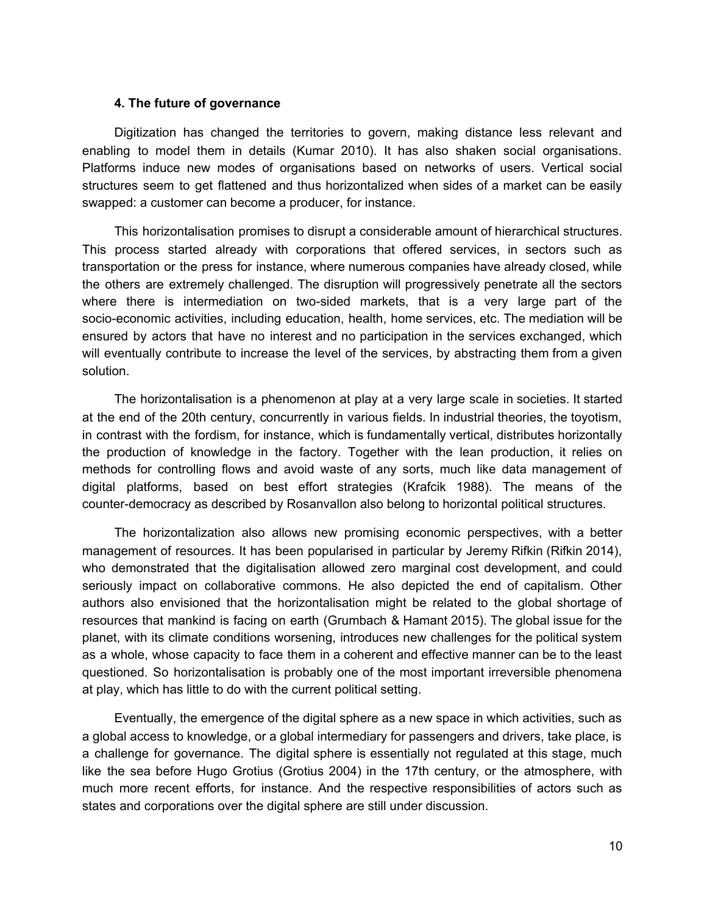## 4. The future of governance

Digitization has changed the territories to govern, making distance less relevant and enabling to model them in details (Kumar 2010). It has also shaken social organisations. Platforms induce new modes of organisations based on networks of users. Vertical social structures seem to get flattened and thus horizontalized when sides of a market can be easily swapped: a customer can become a producer, for instance.

This horizontalisation promises to disrupt a considerable amount of hierarchical structures. This process started already with corporations that offered services, in sectors such as transportation or the press for instance, where numerous companies have already closed, while the others are extremely challenged. The disruption will progressively penetrate all the sectors where there is intermediation on two-sided markets, that is a very large part of the socio-economic activities, including education, health, home services, etc. The mediation will be ensured by actors that have no interest and no participation in the services exchanged, which will eventually contribute to increase the level of the services, by abstracting them from a given solution.

The horizontalisation is a phenomenon at play at a very large scale in societies. It started at the end of the 20th century, concurrently in various fields. In industrial theories, the toyotism, in contrast with the fordism, for instance, which is fundamentally vertical, distributes horizontally the production of knowledge in the factory. Together with the lean production, it relies on methods for controlling flows and avoid waste of any sorts, much like data management of digital platforms, based on best effort strategies (Krafcik 1988). The means of the counter-democracy as described by Rosanvallon also belong to horizontal political structures.

The horizontalization also allows new promising economic perspectives, with a better management of resources. It has been popularised in particular by Jeremy Rifkin (Rifkin 2014), who demonstrated that the digitalisation allowed zero marginal cost development, and could seriously impact on collaborative commons. He also depicted the end of capitalism. Other authors also envisioned that the horizontalisation might be related to the global shortage of resources that mankind is facing on earth (Grumbach & Hamant 2015). The global issue for the planet, with its climate conditions worsening, introduces new challenges for the political system as a whole, whose capacity to face them in a coherent and effective manner can be to the least questioned. So horizontalisation is probably one of the most important irreversible phenomena at play, which has little to do with the current political setting.

Eventually, the emergence of the digital sphere as a new space in which activities, such as a global access to knowledge, or a global intermediary for passengers and drivers, take place, is a challenge for governance. The digital sphere is essentially not regulated at this stage, much like the sea before Hugo Grotius (Grotius 2004) in the 17th century, or the atmosphere, with much more recent efforts, for instance. And the respective responsibilities of actors such as states and corporations over the digital sphere are still under discussion.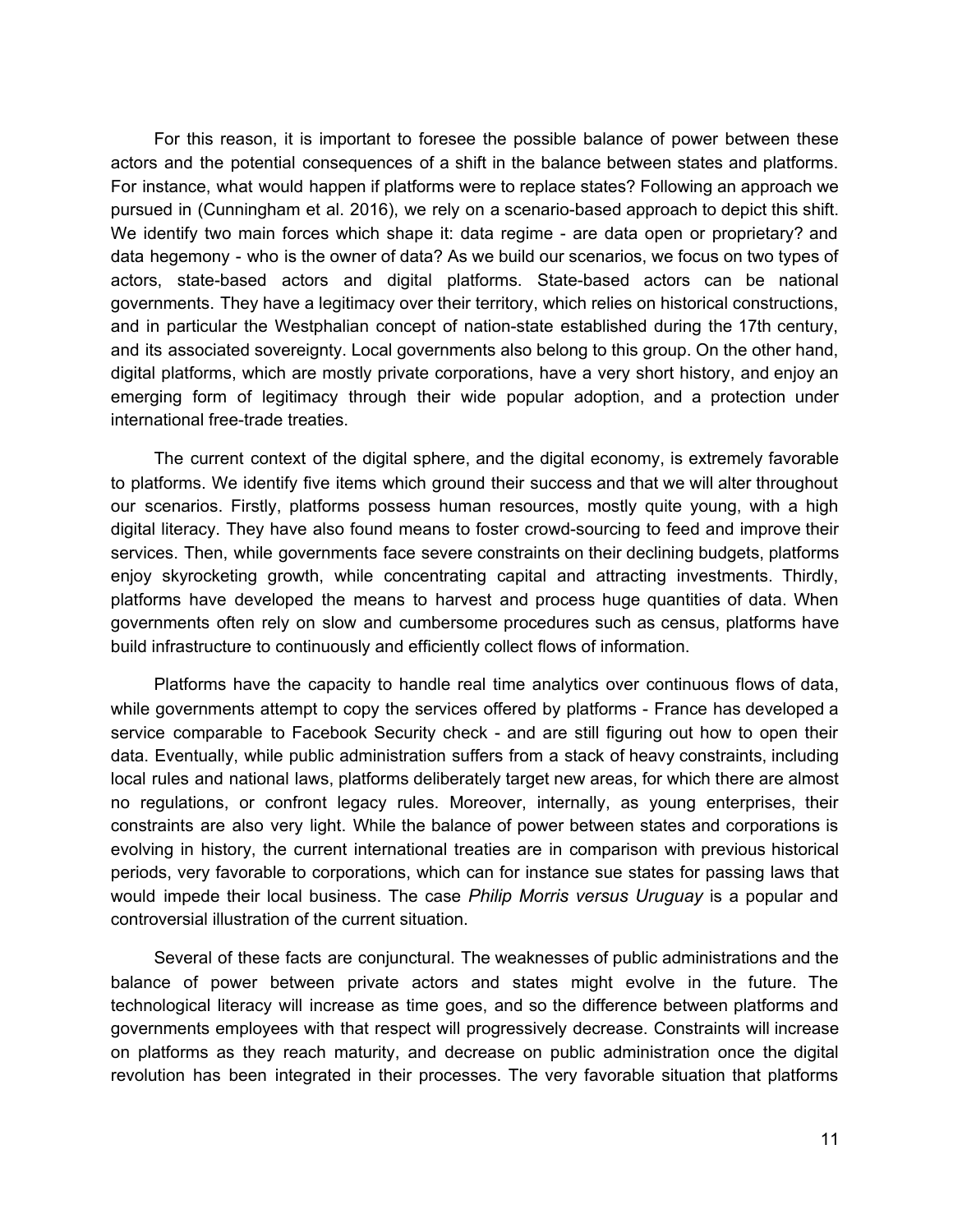For this reason, it is important to foresee the possible balance of power between these actors and the potential consequences of a shift in the balance between states and platforms. For instance, what would happen if platforms were to replace states? Following an approach we pursued in (Cunningham et al. 2016), we rely on a scenario-based approach to depict this shift. We identify two main forces which shape it: data regime - are data open or proprietary? and data hegemony - who is the owner of data? As we build our scenarios, we focus on two types of actors, state-based actors and digital platforms. State-based actors can be national governments. They have a legitimacy over their territory, which relies on historical constructions, and in particular the Westphalian concept of nation-state established during the 17th century, and its associated sovereignty. Local governments also belong to this group. On the other hand, digital platforms, which are mostly private corporations, have a very short history, and enjoy an emerging form of legitimacy through their wide popular adoption, and a protection under international free-trade treaties.

The current context of the digital sphere, and the digital economy, is extremely favorable to platforms. We identify five items which ground their success and that we will alter throughout our scenarios. Firstly, platforms possess human resources, mostly quite young, with a high digital literacy. They have also found means to foster crowd-sourcing to feed and improve their services. Then, while governments face severe constraints on their declining budgets, platforms enjoy skyrocketing growth, while concentrating capital and attracting investments. Thirdly, platforms have developed the means to harvest and process huge quantities of data. When governments often rely on slow and cumbersome procedures such as census, platforms have build infrastructure to continuously and efficiently collect flows of information.

Platforms have the capacity to handle real time analytics over continuous flows of data, while governments attempt to copy the services offered by platforms - France has developed a service comparable to Facebook Security check - and are still figuring out how to open their data. Eventually, while public administration suffers from a stack of heavy constraints, including local rules and national laws, platforms deliberately target new areas, for which there are almost no regulations, or confront legacy rules. Moreover, internally, as young enterprises, their constraints are also very light. While the balance of power between states and corporations is evolving in history, the current international treaties are in comparison with previous historical periods, very favorable to corporations, which can for instance sue states for passing laws that would impede their local business. The case *Philip Morris versus Uruguay* is a popular and controversial illustration of the current situation.

Several of these facts are conjunctural. The weaknesses of public administrations and the balance of power between private actors and states might evolve in the future. The technological literacy will increase as time goes, and so the difference between platforms and governments employees with that respect will progressively decrease. Constraints will increase on platforms as they reach maturity, and decrease on public administration once the digital revolution has been integrated in their processes. The very favorable situation that platforms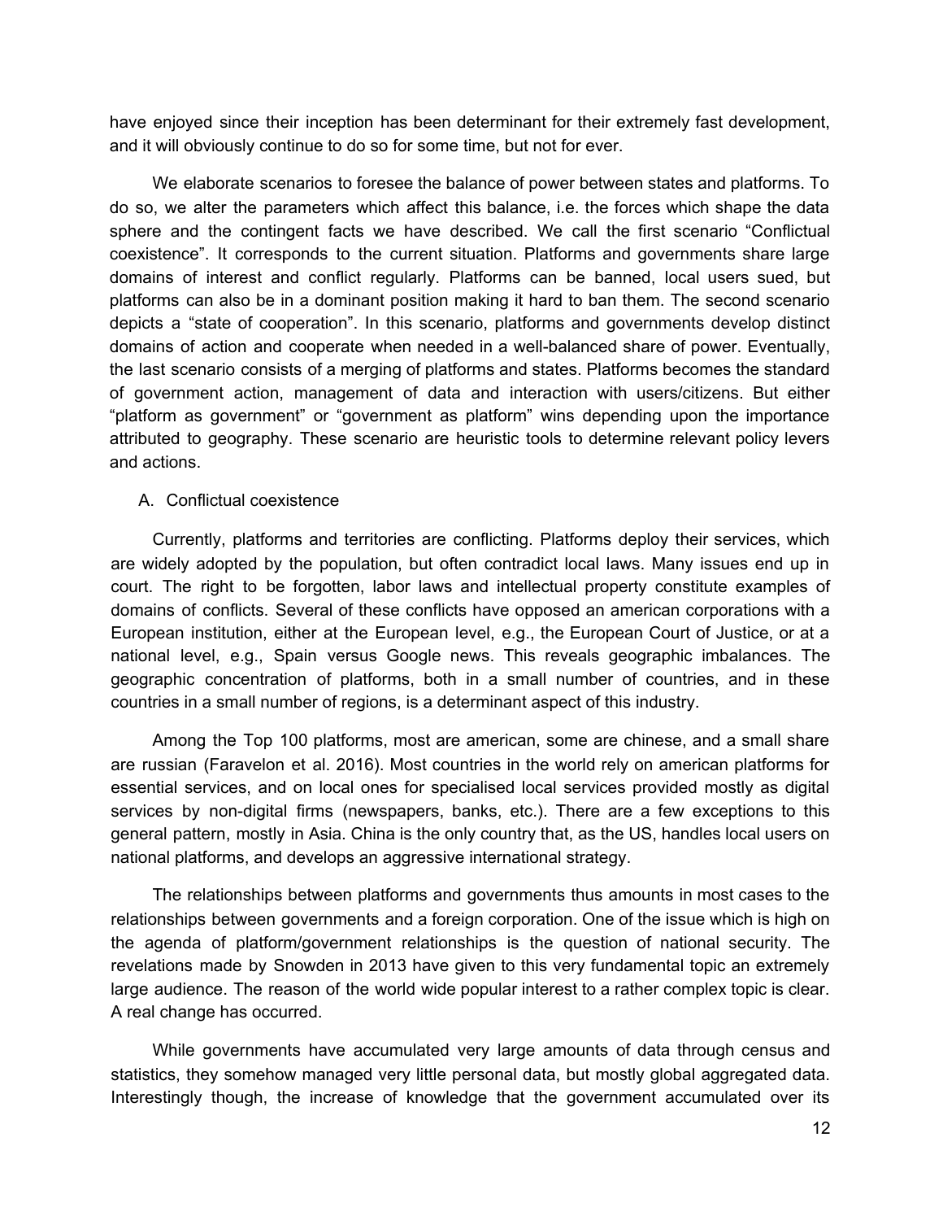have enjoyed since their inception has been determinant for their extremely fast development, and it will obviously continue to do so for some time, but not for ever.

We elaborate scenarios to foresee the balance of power between states and platforms. To do so, we alter the parameters which affect this balance, i.e. the forces which shape the data sphere and the contingent facts we have described. We call the first scenario "Conflictual coexistence". It corresponds to the current situation. Platforms and governments share large domains of interest and conflict regularly. Platforms can be banned, local users sued, but platforms can also be in a dominant position making it hard to ban them. The second scenario depicts a "state of cooperation". In this scenario, platforms and governments develop distinct domains of action and cooperate when needed in a well-balanced share of power. Eventually, the last scenario consists of a merging of platforms and states. Platforms becomes the standard of government action, management of data and interaction with users/citizens. But either "platform as government" or "government as platform" wins depending upon the importance attributed to geography. These scenario are heuristic tools to determine relevant policy levers and actions.

## A. Conflictual coexistence

Currently, platforms and territories are conflicting. Platforms deploy their services, which are widely adopted by the population, but often contradict local laws. Many issues end up in court. The right to be forgotten, labor laws and intellectual property constitute examples of domains of conflicts. Several of these conflicts have opposed an american corporations with a European institution, either at the European level, e.g., the European Court of Justice, or at a national level, e.g., Spain versus Google news. This reveals geographic imbalances. The geographic concentration of platforms, both in a small number of countries, and in these countries in a small number of regions, is a determinant aspect of this industry.

Among the Top 100 platforms, most are american, some are chinese, and a small share are russian (Faravelon et al. 2016). Most countries in the world rely on american platforms for essential services, and on local ones for specialised local services provided mostly as digital services by non-digital firms (newspapers, banks, etc.). There are a few exceptions to this general pattern, mostly in Asia. China is the only country that, as the US, handles local users on national platforms, and develops an aggressive international strategy.

The relationships between platforms and governments thus amounts in most cases to the relationships between governments and a foreign corporation. One of the issue which is high on the agenda of platform/government relationships is the question of national security. The revelations made by Snowden in 2013 have given to this very fundamental topic an extremely large audience. The reason of the world wide popular interest to a rather complex topic is clear. A real change has occurred.

While governments have accumulated very large amounts of data through census and statistics, they somehow managed very little personal data, but mostly global aggregated data. Interestingly though, the increase of knowledge that the government accumulated over its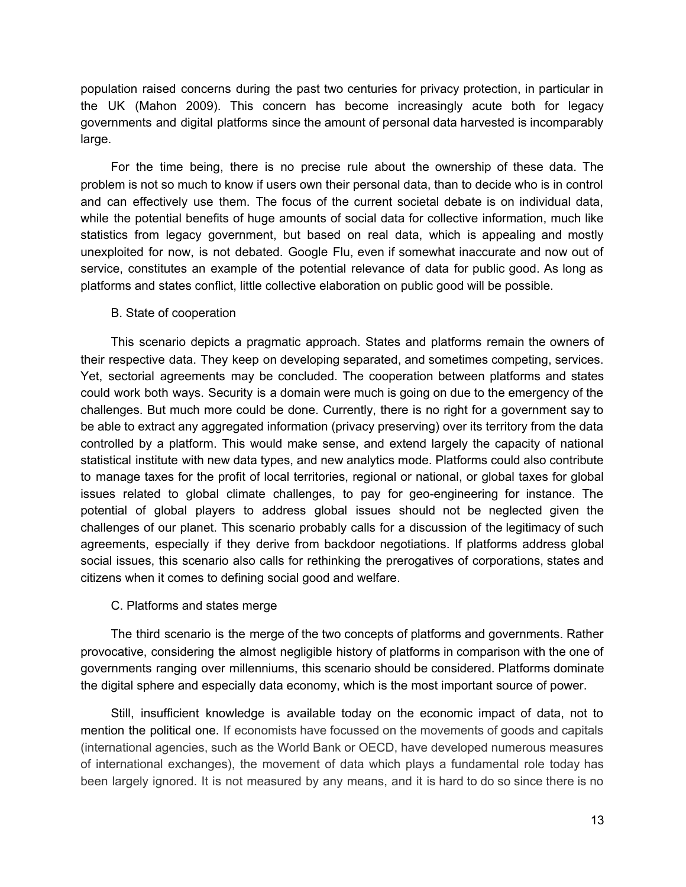population raised concerns during the past two centuries for privacy protection, in particular in the UK (Mahon 2009). This concern has become increasingly acute both for legacy governments and digital platforms since the amount of personal data harvested is incomparably large.

For the time being, there is no precise rule about the ownership of these data. The problem is not so much to know if users own their personal data, than to decide who is in control and can effectively use them. The focus of the current societal debate is on individual data, while the potential benefits of huge amounts of social data for collective information, much like statistics from legacy government, but based on real data, which is appealing and mostly unexploited for now, is not debated. Google Flu, even if somewhat inaccurate and now out of service, constitutes an example of the potential relevance of data for public good. As long as platforms and states conflict, little collective elaboration on public good will be possible.

### B. State of cooperation

This scenario depicts a pragmatic approach. States and platforms remain the owners of their respective data. They keep on developing separated, and sometimes competing, services. Yet, sectorial agreements may be concluded. The cooperation between platforms and states could work both ways. Security is a domain were much is going on due to the emergency of the challenges. But much more could be done. Currently, there is no right for a government say to be able to extract any aggregated information (privacy preserving) over its territory from the data controlled by a platform. This would make sense, and extend largely the capacity of national statistical institute with new data types, and new analytics mode. Platforms could also contribute to manage taxes for the profit of local territories, regional or national, or global taxes for global issues related to global climate challenges, to pay for geo-engineering for instance. The potential of global players to address global issues should not be neglected given the challenges of our planet. This scenario probably calls for a discussion of the legitimacy of such agreements, especially if they derive from backdoor negotiations. If platforms address global social issues, this scenario also calls for rethinking the prerogatives of corporations, states and citizens when it comes to defining social good and welfare.

### C. Platforms and states merge

The third scenario is the merge of the two concepts of platforms and governments. Rather provocative, considering the almost negligible history of platforms in comparison with the one of governments ranging over millenniums, this scenario should be considered. Platforms dominate the digital sphere and especially data economy, which is the most important source of power.

Still, insufficient knowledge is available today on the economic impact of data, not to mention the political one. If economists have focussed on the movements of goods and capitals (international agencies, such as the World Bank or OECD, have developed numerous measures of international exchanges), the movement of data which plays a fundamental role today has been largely ignored. It is not measured by any means, and it is hard to do so since there is no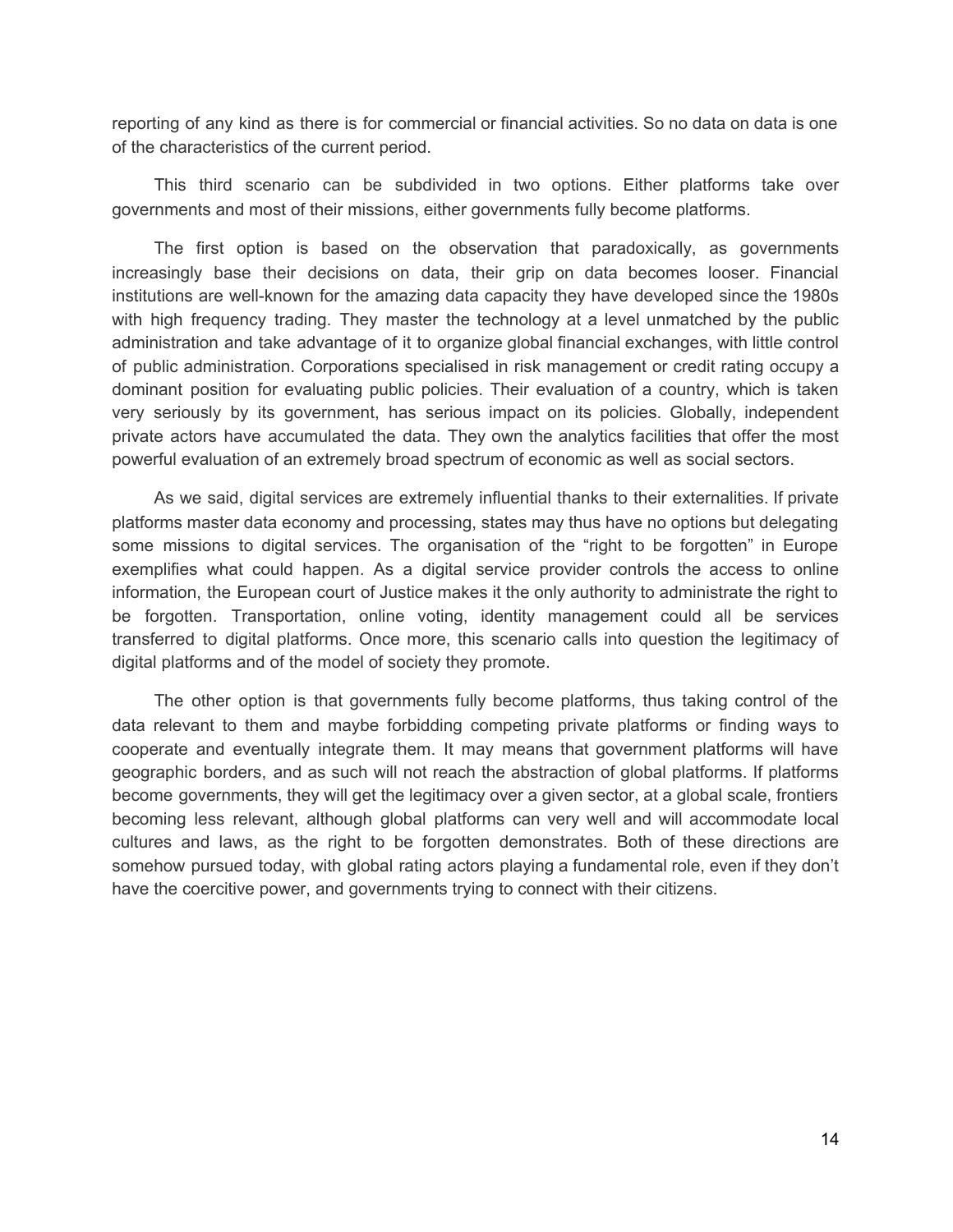reporting of any kind as there is for commercial or financial activities. So no data on data is one of the characteristics of the current period.

This third scenario can be subdivided in two options. Either platforms take over governments and most of their missions, either governments fully become platforms.

The first option is based on the observation that paradoxically, as governments increasingly base their decisions on data, their grip on data becomes looser. Financial institutions are well-known for the amazing data capacity they have developed since the 1980s with high frequency trading. They master the technology at a level unmatched by the public administration and take advantage of it to organize global financial exchanges, with little control of public administration. Corporations specialised in risk management or credit rating occupy a dominant position for evaluating public policies. Their evaluation of a country, which is taken very seriously by its government, has serious impact on its policies. Globally, independent private actors have accumulated the data. They own the analytics facilities that offer the most powerful evaluation of an extremely broad spectrum of economic as well as social sectors.

As we said, digital services are extremely influential thanks to their externalities. If private platforms master data economy and processing, states may thus have no options but delegating some missions to digital services. The organisation of the "right to be forgotten" in Europe exemplifies what could happen. As a digital service provider controls the access to online information, the European court of Justice makes it the only authority to administrate the right to be forgotten. Transportation, online voting, identity management could all be services transferred to digital platforms. Once more, this scenario calls into question the legitimacy of digital platforms and of the model of society they promote.

The other option is that governments fully become platforms, thus taking control of the data relevant to them and maybe forbidding competing private platforms or finding ways to cooperate and eventually integrate them. It may means that government platforms will have geographic borders, and as such will not reach the abstraction of global platforms. If platforms become governments, they will get the legitimacy over a given sector, at a global scale, frontiers becoming less relevant, although global platforms can very well and will accommodate local cultures and laws, as the right to be forgotten demonstrates. Both of these directions are somehow pursued today, with global rating actors playing a fundamental role, even if they don't have the coercitive power, and governments trying to connect with their citizens.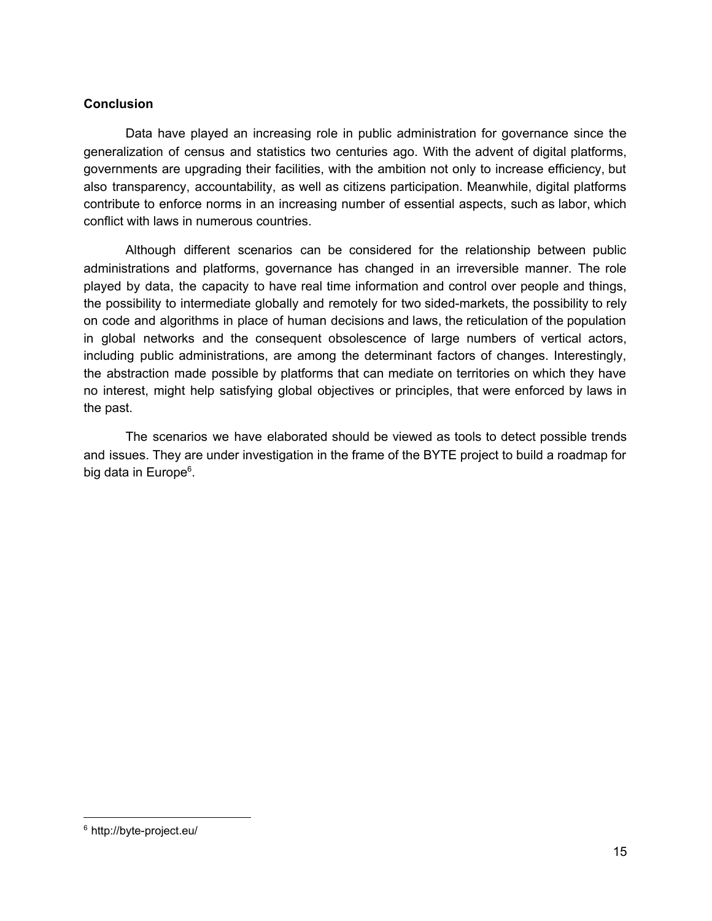## Conclusion

Data have played an increasing role in public administration for governance since the generalization of census and statistics two centuries ago. With the advent of digital platforms, governments are upgrading their facilities, with the ambition not only to increase efficiency, but also transparency, accountability, as well as citizens participation. Meanwhile, digital platforms contribute to enforce norms in an increasing number of essential aspects, such as labor, which conflict with laws in numerous countries.

Although different scenarios can be considered for the relationship between public administrations and platforms, governance has changed in an irreversible manner. The role played by data, the capacity to have real time information and control over people and things, the possibility to intermediate globally and remotely for two sided-markets, the possibility to rely on code and algorithms in place of human decisions and laws, the reticulation of the population in global networks and the consequent obsolescence of large numbers of vertical actors, including public administrations, are among the determinant factors of changes. Interestingly, the abstraction made possible by platforms that can mediate on territories on which they have no interest, might help satisfying global objectives or principles, that were enforced by laws in the past.

The scenarios we have elaborated should be viewed as tools to detect possible trends and issues. They are under investigation in the frame of the BYTE project to build a roadmap for big data in Europe[6].

[6] http://byte-project.eu/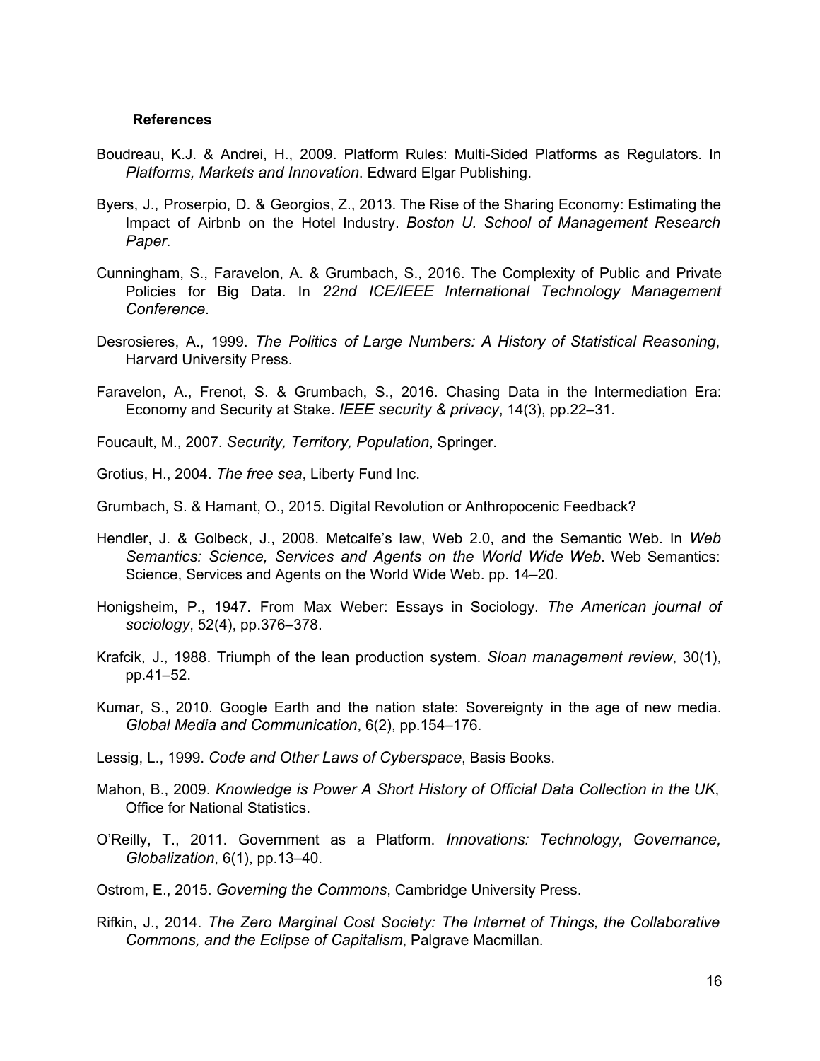## References

Boudreau, K.J. & Andrei, H., 2009. Platform Rules: Multi-Sided Platforms as Regulators. In *Platforms, Markets and Innovation*. Edward Elgar Publishing.

Byers, J., Proserpio, D. & Georgios, Z., 2013. The Rise of the Sharing Economy: Estimating the Impact of Airbnb on the Hotel Industry. *Boston U. School of Management Research Paper*.

Cunningham, S., Faravelon, A. & Grumbach, S., 2016. The Complexity of Public and Private Policies for Big Data. In *22nd ICE/IEEE International Technology Management Conference*.

Desrosieres, A., 1999. *The Politics of Large Numbers: A History of Statistical Reasoning*, Harvard University Press.

Faravelon, A., Frenot, S. & Grumbach, S., 2016. Chasing Data in the Intermediation Era: Economy and Security at Stake. *IEEE security & privacy*, 14(3), pp.22–31.

Foucault, M., 2007. *Security, Territory, Population*, Springer.

Grotius, H., 2004. *The free sea*, Liberty Fund Inc.

Grumbach, S. & Hamant, O., 2015. Digital Revolution or Anthropocenic Feedback?

Hendler, J. & Golbeck, J., 2008. Metcalfe's law, Web 2.0, and the Semantic Web. In *Web Semantics: Science, Services and Agents on the World Wide Web*. Web Semantics: Science, Services and Agents on the World Wide Web. pp. 14–20.

Honigsheim, P., 1947. From Max Weber: Essays in Sociology. *The American journal of sociology*, 52(4), pp.376–378.

Krafcik, J., 1988. Triumph of the lean production system. *Sloan management review*, 30(1), pp.41–52.

Kumar, S., 2010. Google Earth and the nation state: Sovereignty in the age of new media. *Global Media and Communication*, 6(2), pp.154–176.

Lessig, L., 1999. *Code and Other Laws of Cyberspace*, Basis Books.

Mahon, B., 2009. *Knowledge is Power A Short History of Official Data Collection in the UK*, Office for National Statistics.

O'Reilly, T., 2011. Government as a Platform. *Innovations: Technology, Governance, Globalization*, 6(1), pp.13–40.

Ostrom, E., 2015. *Governing the Commons*, Cambridge University Press.

Rifkin, J., 2014. *The Zero Marginal Cost Society: The Internet of Things, the Collaborative Commons, and the Eclipse of Capitalism*, Palgrave Macmillan.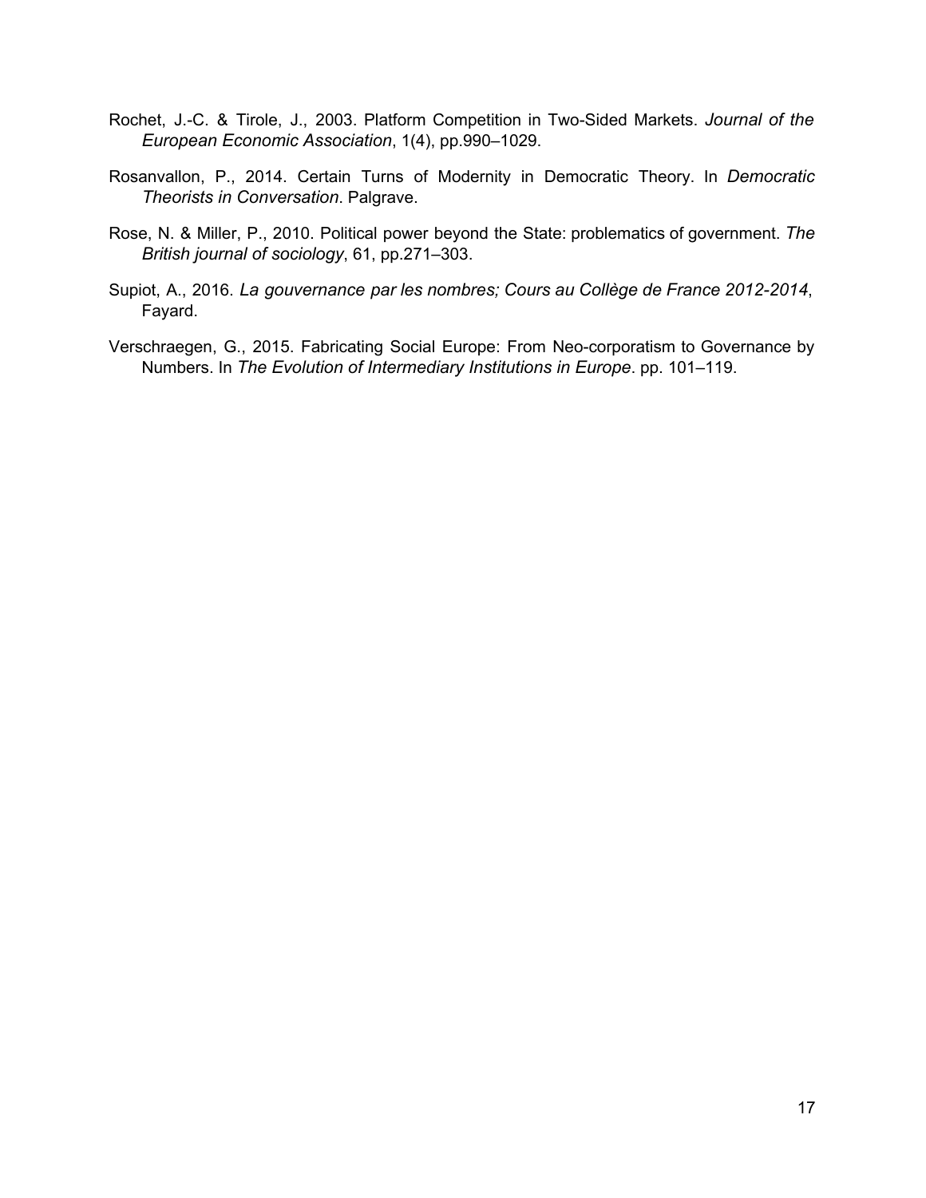Rochet, J.-C. & Tirole, J., 2003. Platform Competition in Two-Sided Markets. *Journal of the European Economic Association*, 1(4), pp.990–1029.

Rosanvallon, P., 2014. Certain Turns of Modernity in Democratic Theory. In *Democratic Theorists in Conversation*. Palgrave.

Rose, N. & Miller, P., 2010. Political power beyond the State: problematics of government. *The British journal of sociology*, 61, pp.271–303.

Supiot, A., 2016. *La gouvernance par les nombres; Cours au Collège de France 2012-2014*, Fayard.

Verschraegen, G., 2015. Fabricating Social Europe: From Neo-corporatism to Governance by Numbers. In *The Evolution of Intermediary Institutions in Europe*. pp. 101–119.